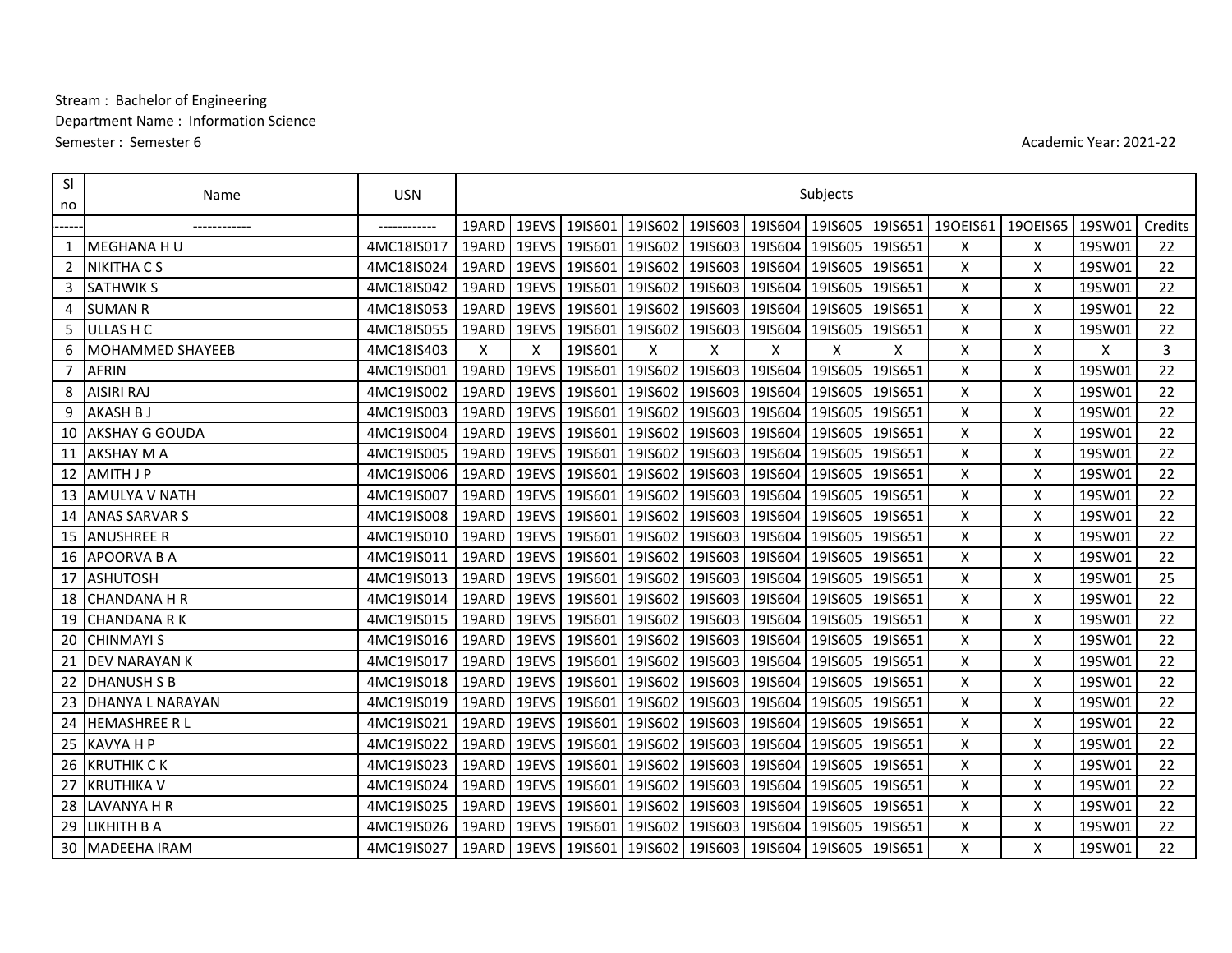Stream : Bachelor of Engineering

Department Name : Information Science

Semester : Semester 6

Academic Year: 2021-22

| Sl no | Name | USN | Subjects | | | | | | | | | | | |
|---|---|---|---|---|---|---|---|---|---|---|---|---|---|---|
| ------ | ------------ | ------------ | 19ARD | 19EVS | 19IS601 | 19IS602 | 19IS603 | 19IS604 | 19IS605 | 19IS651 | 19OEIS61 | 19OEIS65 | 19SW01 | Credits |
| 1 | MEGHANA H U | 4MC18IS017 | 19ARD | 19EVS | 19IS601 | 19IS602 | 19IS603 | 19IS604 | 19IS605 | 19IS651 | X | X | 19SW01 | 22 |
| 2 | NIKITHA C S | 4MC18IS024 | 19ARD | 19EVS | 19IS601 | 19IS602 | 19IS603 | 19IS604 | 19IS605 | 19IS651 | X | X | 19SW01 | 22 |
| 3 | SATHWIK S | 4MC18IS042 | 19ARD | 19EVS | 19IS601 | 19IS602 | 19IS603 | 19IS604 | 19IS605 | 19IS651 | X | X | 19SW01 | 22 |
| 4 | SUMAN R | 4MC18IS053 | 19ARD | 19EVS | 19IS601 | 19IS602 | 19IS603 | 19IS604 | 19IS605 | 19IS651 | X | X | 19SW01 | 22 |
| 5 | ULLAS H C | 4MC18IS055 | 19ARD | 19EVS | 19IS601 | 19IS602 | 19IS603 | 19IS604 | 19IS605 | 19IS651 | X | X | 19SW01 | 22 |
| 6 | MOHAMMED SHAYEEB | 4MC18IS403 | X | X | 19IS601 | X | X | X | X | X | X | X | X | 3 |
| 7 | AFRIN | 4MC19IS001 | 19ARD | 19EVS | 19IS601 | 19IS602 | 19IS603 | 19IS604 | 19IS605 | 19IS651 | X | X | 19SW01 | 22 |
| 8 | AISIRI RAJ | 4MC19IS002 | 19ARD | 19EVS | 19IS601 | 19IS602 | 19IS603 | 19IS604 | 19IS605 | 19IS651 | X | X | 19SW01 | 22 |
| 9 | AKASH B J | 4MC19IS003 | 19ARD | 19EVS | 19IS601 | 19IS602 | 19IS603 | 19IS604 | 19IS605 | 19IS651 | X | X | 19SW01 | 22 |
| 10 | AKSHAY G GOUDA | 4MC19IS004 | 19ARD | 19EVS | 19IS601 | 19IS602 | 19IS603 | 19IS604 | 19IS605 | 19IS651 | X | X | 19SW01 | 22 |
| 11 | AKSHAY M A | 4MC19IS005 | 19ARD | 19EVS | 19IS601 | 19IS602 | 19IS603 | 19IS604 | 19IS605 | 19IS651 | X | X | 19SW01 | 22 |
| 12 | AMITH J P | 4MC19IS006 | 19ARD | 19EVS | 19IS601 | 19IS602 | 19IS603 | 19IS604 | 19IS605 | 19IS651 | X | X | 19SW01 | 22 |
| 13 | AMULYA V NATH | 4MC19IS007 | 19ARD | 19EVS | 19IS601 | 19IS602 | 19IS603 | 19IS604 | 19IS605 | 19IS651 | X | X | 19SW01 | 22 |
| 14 | ANAS SARVAR S | 4MC19IS008 | 19ARD | 19EVS | 19IS601 | 19IS602 | 19IS603 | 19IS604 | 19IS605 | 19IS651 | X | X | 19SW01 | 22 |
| 15 | ANUSHREE R | 4MC19IS010 | 19ARD | 19EVS | 19IS601 | 19IS602 | 19IS603 | 19IS604 | 19IS605 | 19IS651 | X | X | 19SW01 | 22 |
| 16 | APOORVA B A | 4MC19IS011 | 19ARD | 19EVS | 19IS601 | 19IS602 | 19IS603 | 19IS604 | 19IS605 | 19IS651 | X | X | 19SW01 | 22 |
| 17 | ASHUTOSH | 4MC19IS013 | 19ARD | 19EVS | 19IS601 | 19IS602 | 19IS603 | 19IS604 | 19IS605 | 19IS651 | X | X | 19SW01 | 25 |
| 18 | CHANDANA H R | 4MC19IS014 | 19ARD | 19EVS | 19IS601 | 19IS602 | 19IS603 | 19IS604 | 19IS605 | 19IS651 | X | X | 19SW01 | 22 |
| 19 | CHANDANA R K | 4MC19IS015 | 19ARD | 19EVS | 19IS601 | 19IS602 | 19IS603 | 19IS604 | 19IS605 | 19IS651 | X | X | 19SW01 | 22 |
| 20 | CHINMAYI S | 4MC19IS016 | 19ARD | 19EVS | 19IS601 | 19IS602 | 19IS603 | 19IS604 | 19IS605 | 19IS651 | X | X | 19SW01 | 22 |
| 21 | DEV NARAYAN K | 4MC19IS017 | 19ARD | 19EVS | 19IS601 | 19IS602 | 19IS603 | 19IS604 | 19IS605 | 19IS651 | X | X | 19SW01 | 22 |
| 22 | DHANUSH S B | 4MC19IS018 | 19ARD | 19EVS | 19IS601 | 19IS602 | 19IS603 | 19IS604 | 19IS605 | 19IS651 | X | X | 19SW01 | 22 |
| 23 | DHANYA L NARAYAN | 4MC19IS019 | 19ARD | 19EVS | 19IS601 | 19IS602 | 19IS603 | 19IS604 | 19IS605 | 19IS651 | X | X | 19SW01 | 22 |
| 24 | HEMASHREE R L | 4MC19IS021 | 19ARD | 19EVS | 19IS601 | 19IS602 | 19IS603 | 19IS604 | 19IS605 | 19IS651 | X | X | 19SW01 | 22 |
| 25 | KAVYA H P | 4MC19IS022 | 19ARD | 19EVS | 19IS601 | 19IS602 | 19IS603 | 19IS604 | 19IS605 | 19IS651 | X | X | 19SW01 | 22 |
| 26 | KRUTHIK C K | 4MC19IS023 | 19ARD | 19EVS | 19IS601 | 19IS602 | 19IS603 | 19IS604 | 19IS605 | 19IS651 | X | X | 19SW01 | 22 |
| 27 | KRUTHIKA V | 4MC19IS024 | 19ARD | 19EVS | 19IS601 | 19IS602 | 19IS603 | 19IS604 | 19IS605 | 19IS651 | X | X | 19SW01 | 22 |
| 28 | LAVANYA H R | 4MC19IS025 | 19ARD | 19EVS | 19IS601 | 19IS602 | 19IS603 | 19IS604 | 19IS605 | 19IS651 | X | X | 19SW01 | 22 |
| 29 | LIKHITH B A | 4MC19IS026 | 19ARD | 19EVS | 19IS601 | 19IS602 | 19IS603 | 19IS604 | 19IS605 | 19IS651 | X | X | 19SW01 | 22 |
| 30 | MADEEHA IRAM | 4MC19IS027 | 19ARD | 19EVS | 19IS601 | 19IS602 | 19IS603 | 19IS604 | 19IS605 | 19IS651 | X | X | 19SW01 | 22 |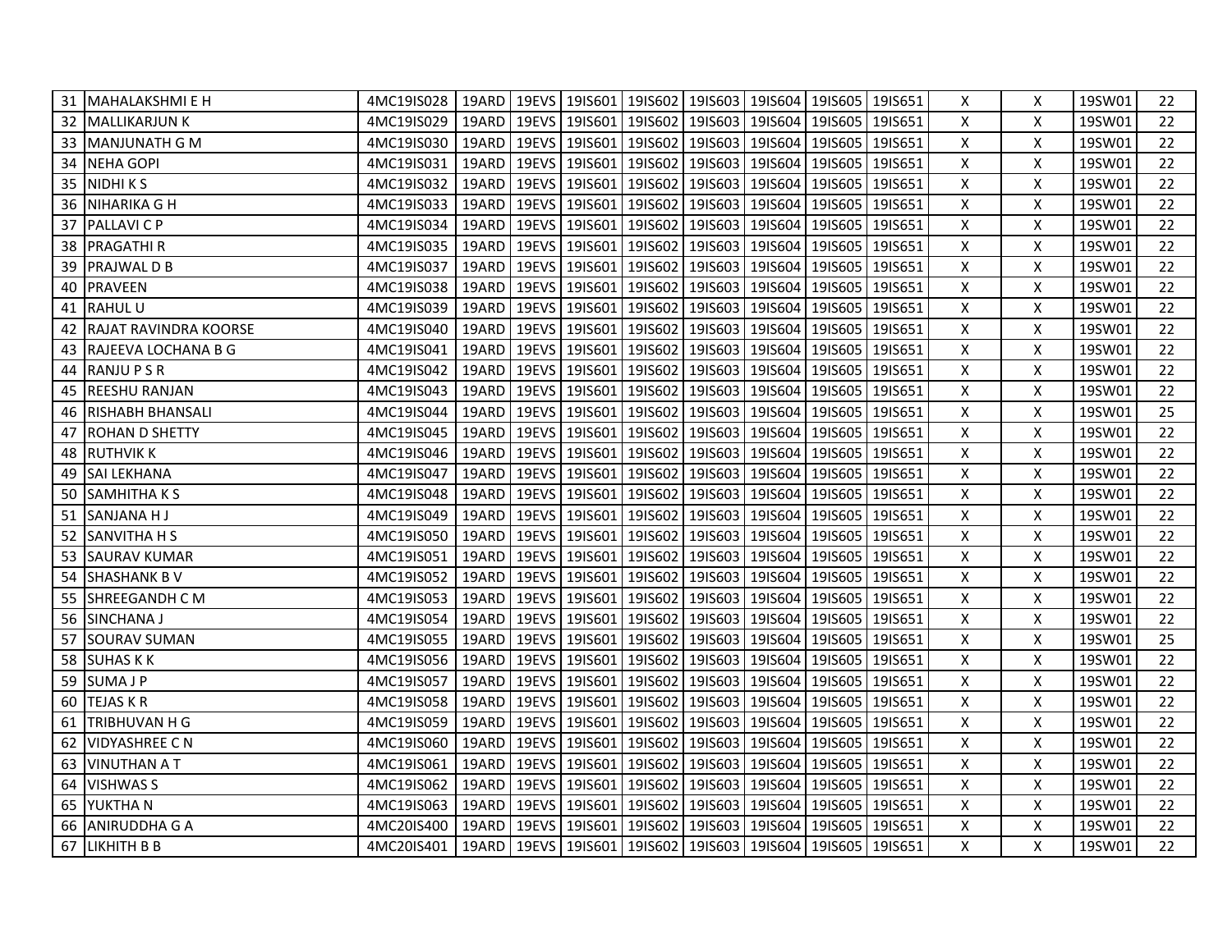| | | | | | | | | | | | | | | | |
|---|---|---|---|---|---|---|---|---|---|---|---|---|---|---|---|
| 31 | MAHALAKSHMI E H | 4MC19IS028 | 19ARD | 19EVS | 19IS601 | 19IS602 | 19IS603 | 19IS604 | 19IS605 | 19IS651 | X | X | 19SW01 | 22 |
| 32 | MALLIKARJUN K | 4MC19IS029 | 19ARD | 19EVS | 19IS601 | 19IS602 | 19IS603 | 19IS604 | 19IS605 | 19IS651 | X | X | 19SW01 | 22 |
| 33 | MANJUNATH G M | 4MC19IS030 | 19ARD | 19EVS | 19IS601 | 19IS602 | 19IS603 | 19IS604 | 19IS605 | 19IS651 | X | X | 19SW01 | 22 |
| 34 | NEHA GOPI | 4MC19IS031 | 19ARD | 19EVS | 19IS601 | 19IS602 | 19IS603 | 19IS604 | 19IS605 | 19IS651 | X | X | 19SW01 | 22 |
| 35 | NIDHI K S | 4MC19IS032 | 19ARD | 19EVS | 19IS601 | 19IS602 | 19IS603 | 19IS604 | 19IS605 | 19IS651 | X | X | 19SW01 | 22 |
| 36 | NIHARIKA G H | 4MC19IS033 | 19ARD | 19EVS | 19IS601 | 19IS602 | 19IS603 | 19IS604 | 19IS605 | 19IS651 | X | X | 19SW01 | 22 |
| 37 | PALLAVI C P | 4MC19IS034 | 19ARD | 19EVS | 19IS601 | 19IS602 | 19IS603 | 19IS604 | 19IS605 | 19IS651 | X | X | 19SW01 | 22 |
| 38 | PRAGATHI R | 4MC19IS035 | 19ARD | 19EVS | 19IS601 | 19IS602 | 19IS603 | 19IS604 | 19IS605 | 19IS651 | X | X | 19SW01 | 22 |
| 39 | PRAJWAL D B | 4MC19IS037 | 19ARD | 19EVS | 19IS601 | 19IS602 | 19IS603 | 19IS604 | 19IS605 | 19IS651 | X | X | 19SW01 | 22 |
| 40 | PRAVEEN | 4MC19IS038 | 19ARD | 19EVS | 19IS601 | 19IS602 | 19IS603 | 19IS604 | 19IS605 | 19IS651 | X | X | 19SW01 | 22 |
| 41 | RAHUL U | 4MC19IS039 | 19ARD | 19EVS | 19IS601 | 19IS602 | 19IS603 | 19IS604 | 19IS605 | 19IS651 | X | X | 19SW01 | 22 |
| 42 | RAJAT RAVINDRA KOORSE | 4MC19IS040 | 19ARD | 19EVS | 19IS601 | 19IS602 | 19IS603 | 19IS604 | 19IS605 | 19IS651 | X | X | 19SW01 | 22 |
| 43 | RAJEEVA LOCHANA B G | 4MC19IS041 | 19ARD | 19EVS | 19IS601 | 19IS602 | 19IS603 | 19IS604 | 19IS605 | 19IS651 | X | X | 19SW01 | 22 |
| 44 | RANJU P S R | 4MC19IS042 | 19ARD | 19EVS | 19IS601 | 19IS602 | 19IS603 | 19IS604 | 19IS605 | 19IS651 | X | X | 19SW01 | 22 |
| 45 | REESHU RANJAN | 4MC19IS043 | 19ARD | 19EVS | 19IS601 | 19IS602 | 19IS603 | 19IS604 | 19IS605 | 19IS651 | X | X | 19SW01 | 22 |
| 46 | RISHABH BHANSALI | 4MC19IS044 | 19ARD | 19EVS | 19IS601 | 19IS602 | 19IS603 | 19IS604 | 19IS605 | 19IS651 | X | X | 19SW01 | 25 |
| 47 | ROHAN D SHETTY | 4MC19IS045 | 19ARD | 19EVS | 19IS601 | 19IS602 | 19IS603 | 19IS604 | 19IS605 | 19IS651 | X | X | 19SW01 | 22 |
| 48 | RUTHVIK K | 4MC19IS046 | 19ARD | 19EVS | 19IS601 | 19IS602 | 19IS603 | 19IS604 | 19IS605 | 19IS651 | X | X | 19SW01 | 22 |
| 49 | SAI LEKHANA | 4MC19IS047 | 19ARD | 19EVS | 19IS601 | 19IS602 | 19IS603 | 19IS604 | 19IS605 | 19IS651 | X | X | 19SW01 | 22 |
| 50 | SAMHITHA K S | 4MC19IS048 | 19ARD | 19EVS | 19IS601 | 19IS602 | 19IS603 | 19IS604 | 19IS605 | 19IS651 | X | X | 19SW01 | 22 |
| 51 | SANJANA H J | 4MC19IS049 | 19ARD | 19EVS | 19IS601 | 19IS602 | 19IS603 | 19IS604 | 19IS605 | 19IS651 | X | X | 19SW01 | 22 |
| 52 | SANVITHA H S | 4MC19IS050 | 19ARD | 19EVS | 19IS601 | 19IS602 | 19IS603 | 19IS604 | 19IS605 | 19IS651 | X | X | 19SW01 | 22 |
| 53 | SAURAV KUMAR | 4MC19IS051 | 19ARD | 19EVS | 19IS601 | 19IS602 | 19IS603 | 19IS604 | 19IS605 | 19IS651 | X | X | 19SW01 | 22 |
| 54 | SHASHANK B V | 4MC19IS052 | 19ARD | 19EVS | 19IS601 | 19IS602 | 19IS603 | 19IS604 | 19IS605 | 19IS651 | X | X | 19SW01 | 22 |
| 55 | SHREEGANDH C M | 4MC19IS053 | 19ARD | 19EVS | 19IS601 | 19IS602 | 19IS603 | 19IS604 | 19IS605 | 19IS651 | X | X | 19SW01 | 22 |
| 56 | SINCHANA J | 4MC19IS054 | 19ARD | 19EVS | 19IS601 | 19IS602 | 19IS603 | 19IS604 | 19IS605 | 19IS651 | X | X | 19SW01 | 22 |
| 57 | SOURAV SUMAN | 4MC19IS055 | 19ARD | 19EVS | 19IS601 | 19IS602 | 19IS603 | 19IS604 | 19IS605 | 19IS651 | X | X | 19SW01 | 25 |
| 58 | SUHAS K K | 4MC19IS056 | 19ARD | 19EVS | 19IS601 | 19IS602 | 19IS603 | 19IS604 | 19IS605 | 19IS651 | X | X | 19SW01 | 22 |
| 59 | SUMA J P | 4MC19IS057 | 19ARD | 19EVS | 19IS601 | 19IS602 | 19IS603 | 19IS604 | 19IS605 | 19IS651 | X | X | 19SW01 | 22 |
| 60 | TEJAS K R | 4MC19IS058 | 19ARD | 19EVS | 19IS601 | 19IS602 | 19IS603 | 19IS604 | 19IS605 | 19IS651 | X | X | 19SW01 | 22 |
| 61 | TRIBHUVAN H G | 4MC19IS059 | 19ARD | 19EVS | 19IS601 | 19IS602 | 19IS603 | 19IS604 | 19IS605 | 19IS651 | X | X | 19SW01 | 22 |
| 62 | VIDYASHREE C N | 4MC19IS060 | 19ARD | 19EVS | 19IS601 | 19IS602 | 19IS603 | 19IS604 | 19IS605 | 19IS651 | X | X | 19SW01 | 22 |
| 63 | VINUTHAN A T | 4MC19IS061 | 19ARD | 19EVS | 19IS601 | 19IS602 | 19IS603 | 19IS604 | 19IS605 | 19IS651 | X | X | 19SW01 | 22 |
| 64 | VISHWAS S | 4MC19IS062 | 19ARD | 19EVS | 19IS601 | 19IS602 | 19IS603 | 19IS604 | 19IS605 | 19IS651 | X | X | 19SW01 | 22 |
| 65 | YUKTHA N | 4MC19IS063 | 19ARD | 19EVS | 19IS601 | 19IS602 | 19IS603 | 19IS604 | 19IS605 | 19IS651 | X | X | 19SW01 | 22 |
| 66 | ANIRUDDHA G A | 4MC20IS400 | 19ARD | 19EVS | 19IS601 | 19IS602 | 19IS603 | 19IS604 | 19IS605 | 19IS651 | X | X | 19SW01 | 22 |
| 67 | LIKHITH B B | 4MC20IS401 | 19ARD | 19EVS | 19IS601 | 19IS602 | 19IS603 | 19IS604 | 19IS605 | 19IS651 | X | X | 19SW01 | 22 |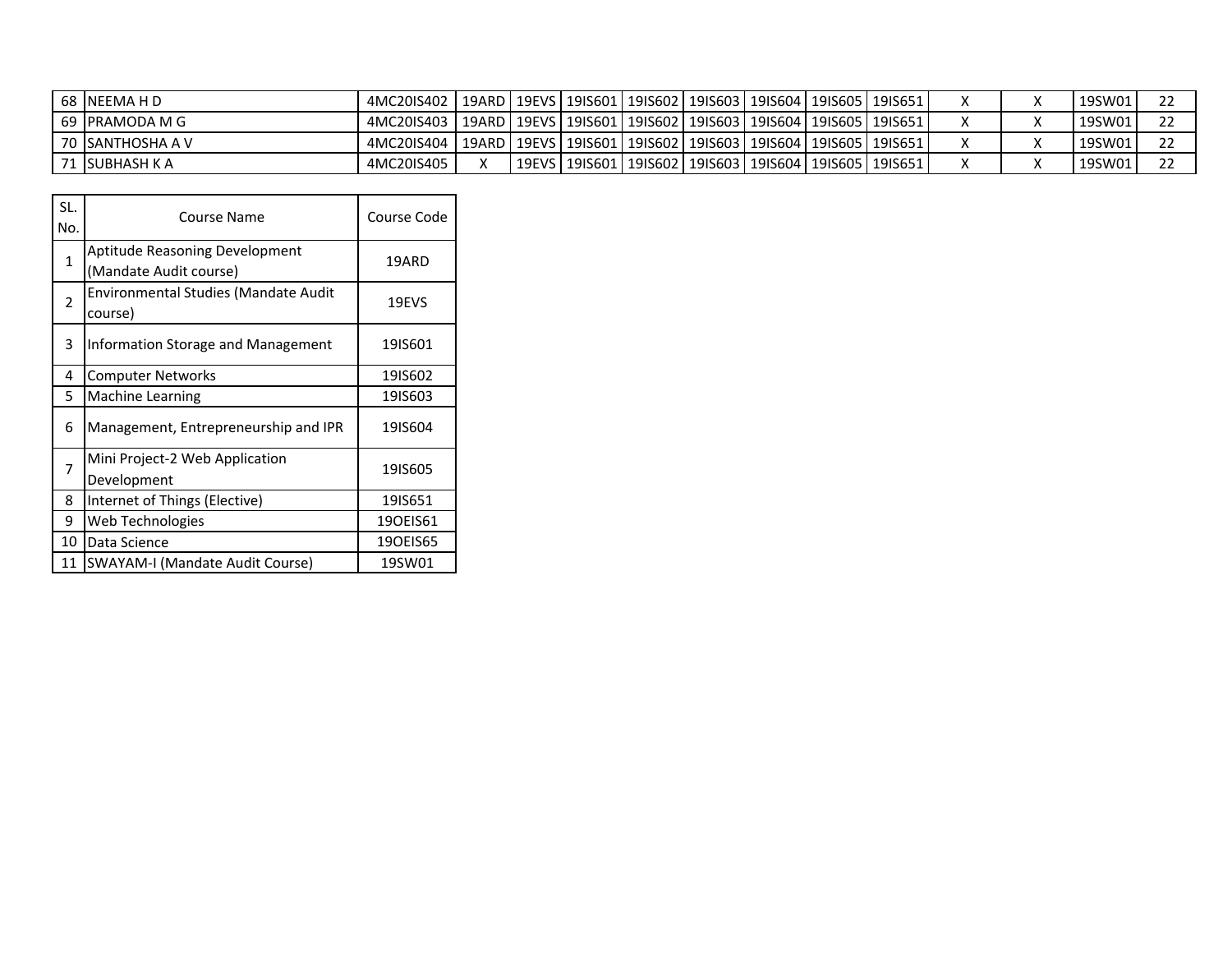| | | | | | | | | | | | | | | | |
|---|---|---|---|---|---|---|---|---|---|---|---|---|---|---|---|
| 68 | NEEMA H D | 4MC20IS402 | 19ARD | 19EVS | 19IS601 | 19IS602 | 19IS603 | 19IS604 | 19IS605 | 19IS651 | X | X | 19SW01 | 22 |
| 69 | PRAMODA M G | 4MC20IS403 | 19ARD | 19EVS | 19IS601 | 19IS602 | 19IS603 | 19IS604 | 19IS605 | 19IS651 | X | X | 19SW01 | 22 |
| 70 | SANTHOSHA A V | 4MC20IS404 | 19ARD | 19EVS | 19IS601 | 19IS602 | 19IS603 | 19IS604 | 19IS605 | 19IS651 | X | X | 19SW01 | 22 |
| 71 | SUBHASH K A | 4MC20IS405 | X | 19EVS | 19IS601 | 19IS602 | 19IS603 | 19IS604 | 19IS605 | 19IS651 | X | X | 19SW01 | 22 |

| SL. No. | Course Name | Course Code |
|---|---|---|
| 1 | Aptitude Reasoning Development (Mandate Audit course) | 19ARD |
| 2 | Environmental Studies (Mandate Audit course) | 19EVS |
| 3 | Information Storage and Management | 19IS601 |
| 4 | Computer Networks | 19IS602 |
| 5 | Machine Learning | 19IS603 |
| 6 | Management, Entrepreneurship and IPR | 19IS604 |
| 7 | Mini Project-2 Web Application Development | 19IS605 |
| 8 | Internet of Things (Elective) | 19IS651 |
| 9 | Web Technologies | 19OEIS61 |
| 10 | Data Science | 19OEIS65 |
| 11 | SWAYAM-I (Mandate Audit Course) | 19SW01 |